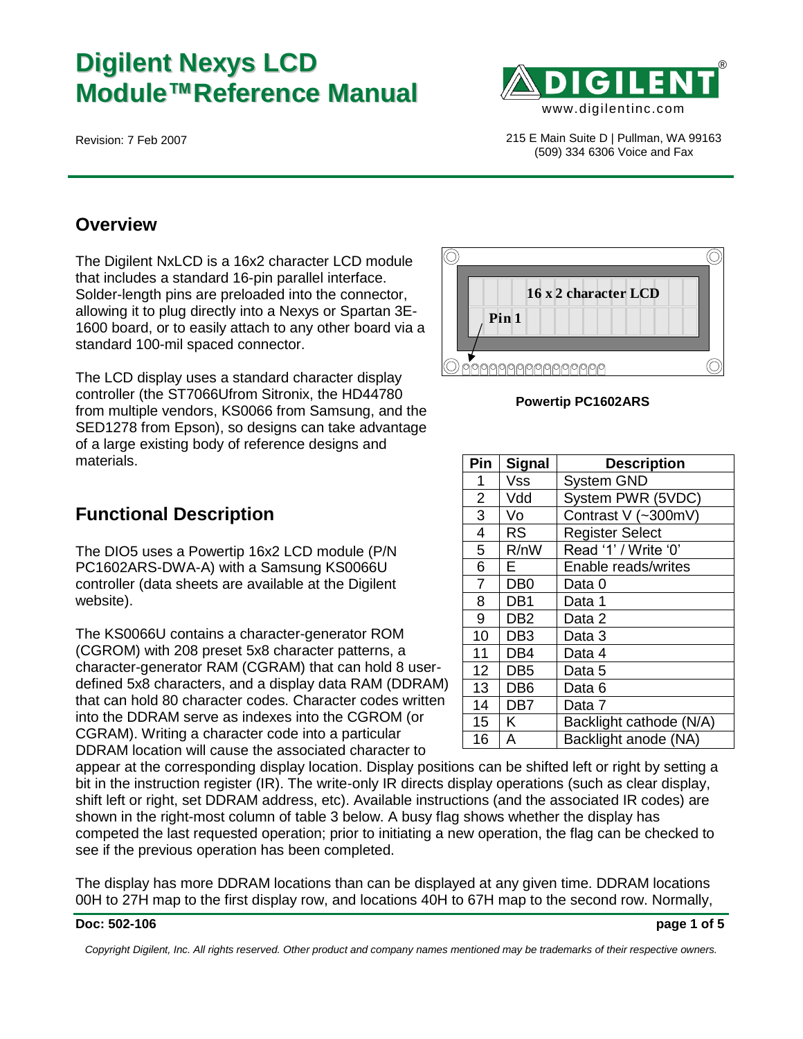# Digilent Nexys LCD Module™Reference Manual

Revision: 7 Feb 2007

www.digilentinc.com

215 E Main Suite D | Pullman, WA 99163
(509) 334 6306 Voice and Fax

## Overview

The Digilent NxLCD is a 16x2 character LCD module that includes a standard 16-pin parallel interface. Solder-length pins are preloaded into the connector, allowing it to plug directly into a Nexys or Spartan 3E-1600 board, or to easily attach to any other board via a standard 100-mil spaced connector.

The LCD display uses a standard character display controller (the ST7066Ufrom Sitronix, the HD44780 from multiple vendors, KS0066 from Samsung, and the SED1278 from Epson), so designs can take advantage of a large existing body of reference designs and materials.

**Powertip PC1602ARS**

| Pin | Signal | Description |
|---|---|---|
| 1 | Vss | System GND |
| 2 | Vdd | System PWR (5VDC) |
| 3 | Vo | Contrast V (~300mV) |
| 4 | RS | Register Select |
| 5 | R/nW | Read '1' / Write '0' |
| 6 | E | Enable reads/writes |
| 7 | DB0 | Data 0 |
| 8 | DB1 | Data 1 |
| 9 | DB2 | Data 2 |
| 10 | DB3 | Data 3 |
| 11 | DB4 | Data 4 |
| 12 | DB5 | Data 5 |
| 13 | DB6 | Data 6 |
| 14 | DB7 | Data 7 |
| 15 | K | Backlight cathode (N/A) |
| 16 | A | Backlight anode (NA) |

## Functional Description

The DIO5 uses a Powertip 16x2 LCD module (P/N PC1602ARS-DWA-A) with a Samsung KS0066U controller (data sheets are available at the Digilent website).

The KS0066U contains a character-generator ROM (CGROM) with 208 preset 5x8 character patterns, a character-generator RAM (CGRAM) that can hold 8 user-defined 5x8 characters, and a display data RAM (DDRAM) that can hold 80 character codes. Character codes written into the DDRAM serve as indexes into the CGROM (or CGRAM). Writing a character code into a particular DDRAM location will cause the associated character to appear at the corresponding display location. Display positions can be shifted left or right by setting a bit in the instruction register (IR). The write-only IR directs display operations (such as clear display, shift left or right, set DDRAM address, etc). Available instructions (and the associated IR codes) are shown in the right-most column of table 3 below. A busy flag shows whether the display has competed the last requested operation; prior to initiating a new operation, the flag can be checked to see if the previous operation has been completed.

The display has more DDRAM locations than can be displayed at any given time. DDRAM locations 00H to 27H map to the first display row, and locations 40H to 67H map to the second row. Normally,

Doc: 502-106

*Copyright Digilent, Inc. All rights reserved. Other product and company names mentioned may be trademarks of their respective owners.*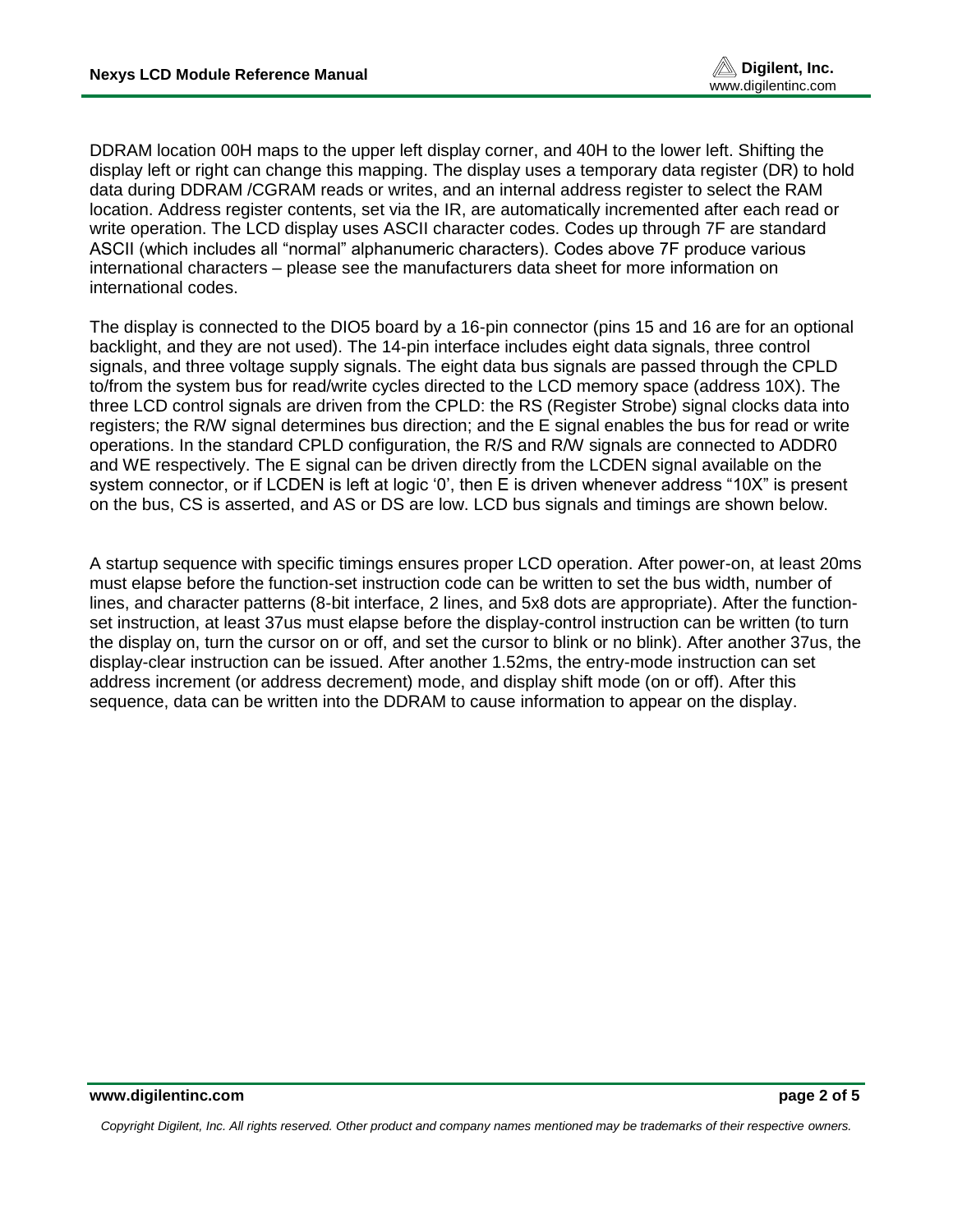DDRAM location 00H maps to the upper left display corner, and 40H to the lower left. Shifting the display left or right can change this mapping. The display uses a temporary data register (DR) to hold data during DDRAM /CGRAM reads or writes, and an internal address register to select the RAM location. Address register contents, set via the IR, are automatically incremented after each read or write operation. The LCD display uses ASCII character codes. Codes up through 7F are standard ASCII (which includes all "normal" alphanumeric characters). Codes above 7F produce various international characters – please see the manufacturers data sheet for more information on international codes.

The display is connected to the DIO5 board by a 16-pin connector (pins 15 and 16 are for an optional backlight, and they are not used). The 14-pin interface includes eight data signals, three control signals, and three voltage supply signals. The eight data bus signals are passed through the CPLD to/from the system bus for read/write cycles directed to the LCD memory space (address 10X). The three LCD control signals are driven from the CPLD: the RS (Register Strobe) signal clocks data into registers; the R/W signal determines bus direction; and the E signal enables the bus for read or write operations. In the standard CPLD configuration, the R/S and R/W signals are connected to ADDR0 and WE respectively. The E signal can be driven directly from the LCDEN signal available on the system connector, or if LCDEN is left at logic '0', then E is driven whenever address "10X" is present on the bus, CS is asserted, and AS or DS are low. LCD bus signals and timings are shown below.

A startup sequence with specific timings ensures proper LCD operation. After power-on, at least 20ms must elapse before the function-set instruction code can be written to set the bus width, number of lines, and character patterns (8-bit interface, 2 lines, and 5x8 dots are appropriate). After the function-set instruction, at least 37us must elapse before the display-control instruction can be written (to turn the display on, turn the cursor on or off, and set the cursor to blink or no blink). After another 37us, the display-clear instruction can be issued. After another 1.52ms, the entry-mode instruction can set address increment (or address decrement) mode, and display shift mode (on or off). After this sequence, data can be written into the DDRAM to cause information to appear on the display.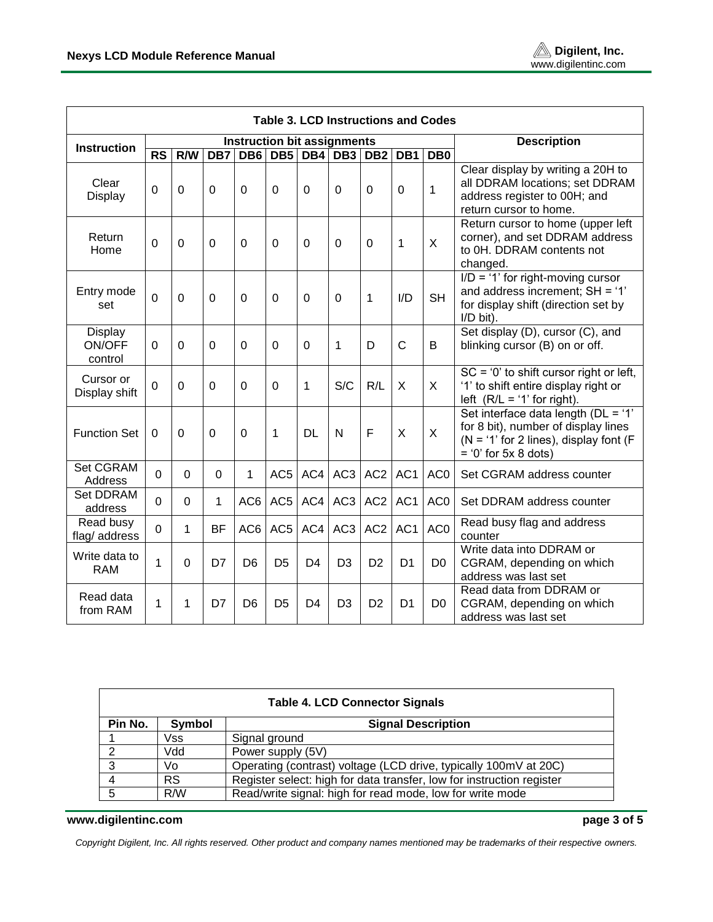**Table 3. LCD Instructions and Codes**

| Instruction | Instruction bit assignments | | | | | | | | | | Description |
|---|---|---|---|---|---|---|---|---|---|---|---|
| | RS | R/W | DB7 | DB6 | DB5 | DB4 | DB3 | DB2 | DB1 | DB0 | |
| Clear Display | 0 | 0 | 0 | 0 | 0 | 0 | 0 | 0 | 0 | 1 | Clear display by writing a 20H to all DDRAM locations; set DDRAM address register to 00H; and return cursor to home. |
| Return Home | 0 | 0 | 0 | 0 | 0 | 0 | 0 | 0 | 1 | X | Return cursor to home (upper left corner), and set DDRAM address to 0H. DDRAM contents not changed. |
| Entry mode set | 0 | 0 | 0 | 0 | 0 | 0 | 0 | 1 | I/D | SH | I/D = '1' for right-moving cursor and address increment; SH = '1' for display shift (direction set by I/D bit). |
| Display ON/OFF control | 0 | 0 | 0 | 0 | 0 | 0 | 1 | D | C | B | Set display (D), cursor (C), and blinking cursor (B) on or off. |
| Cursor or Display shift | 0 | 0 | 0 | 0 | 0 | 1 | S/C | R/L | X | X | SC = '0' to shift cursor right or left, '1' to shift entire display right or left (R/L = '1' for right). |
| Function Set | 0 | 0 | 0 | 0 | 1 | DL | N | F | X | X | Set interface data length (DL = '1' for 8 bit), number of display lines (N = '1' for 2 lines), display font (F = '0' for 5x 8 dots) |
| Set CGRAM Address | 0 | 0 | 0 | 1 | AC5 | AC4 | AC3 | AC2 | AC1 | AC0 | Set CGRAM address counter |
| Set DDRAM address | 0 | 0 | 1 | AC6 | AC5 | AC4 | AC3 | AC2 | AC1 | AC0 | Set DDRAM address counter |
| Read busy flag/ address | 0 | 1 | BF | AC6 | AC5 | AC4 | AC3 | AC2 | AC1 | AC0 | Read busy flag and address counter |
| Write data to RAM | 1 | 0 | D7 | D6 | D5 | D4 | D3 | D2 | D1 | D0 | Write data into DDRAM or CGRAM, depending on which address was last set |
| Read data from RAM | 1 | 1 | D7 | D6 | D5 | D4 | D3 | D2 | D1 | D0 | Read data from DDRAM or CGRAM, depending on which address was last set |

**Table 4. LCD Connector Signals**

| Pin No. | Symbol | Signal Description |
|---|---|---|
| 1 | Vss | Signal ground |
| 2 | Vdd | Power supply (5V) |
| 3 | Vo | Operating (contrast) voltage (LCD drive, typically 100mV at 20C) |
| 4 | RS | Register select: high for data transfer, low for instruction register |
| 5 | R/W | Read/write signal: high for read mode, low for write mode |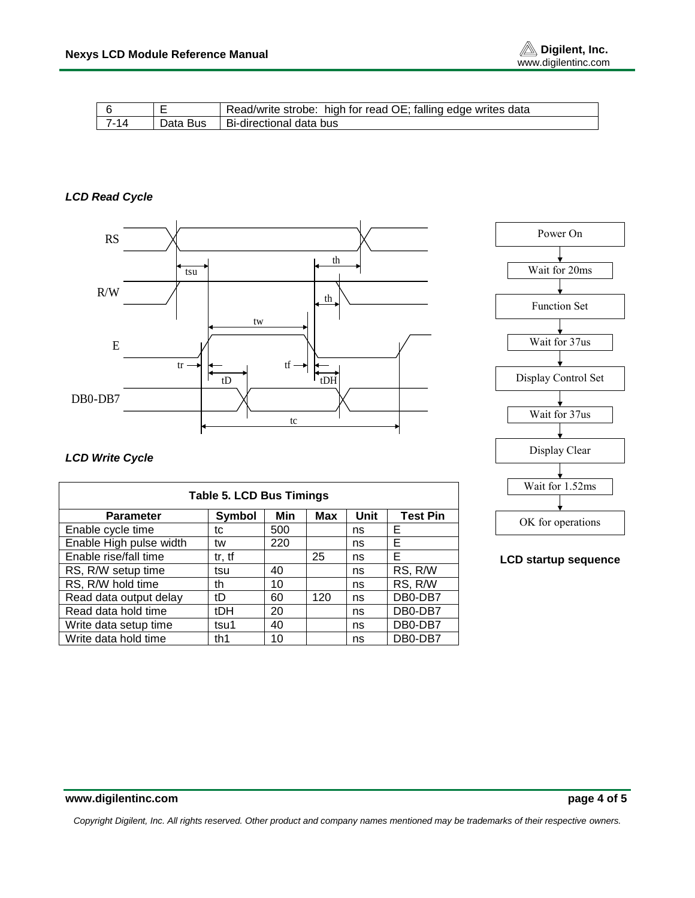| 6 | E | Read/write strobe: high for read OE; falling edge writes data |
|---|---|---|
| 7-14 | Data Bus | Bi-directional data bus |

***LCD Read Cycle***

***LCD Write Cycle***

| Table 5. LCD Bus Timings | | | | | |
|---|---|---|---|---|---|
| **Parameter** | **Symbol** | **Min** | **Max** | **Unit** | **Test Pin** |
| Enable cycle time | tc | 500 | | ns | E |
| Enable High pulse width | tw | 220 | | ns | E |
| Enable rise/fall time | tr, tf | | 25 | ns | E |
| RS, R/W setup time | tsu | 40 | | ns | RS, R/W |
| RS, R/W hold time | th | 10 | | ns | RS, R/W |
| Read data output delay | tD | 60 | 120 | ns | DB0-DB7 |
| Read data hold time | tDH | 20 | | ns | DB0-DB7 |
| Write data setup time | tsu1 | 40 | | ns | DB0-DB7 |
| Write data hold time | th1 | 10 | | ns | DB0-DB7 |

Power On → Wait for 20ms → Function Set → Wait for 37us → Display Control Set → Wait for 37us → Display Clear → Wait for 1.52ms → OK for operations

**LCD startup sequence**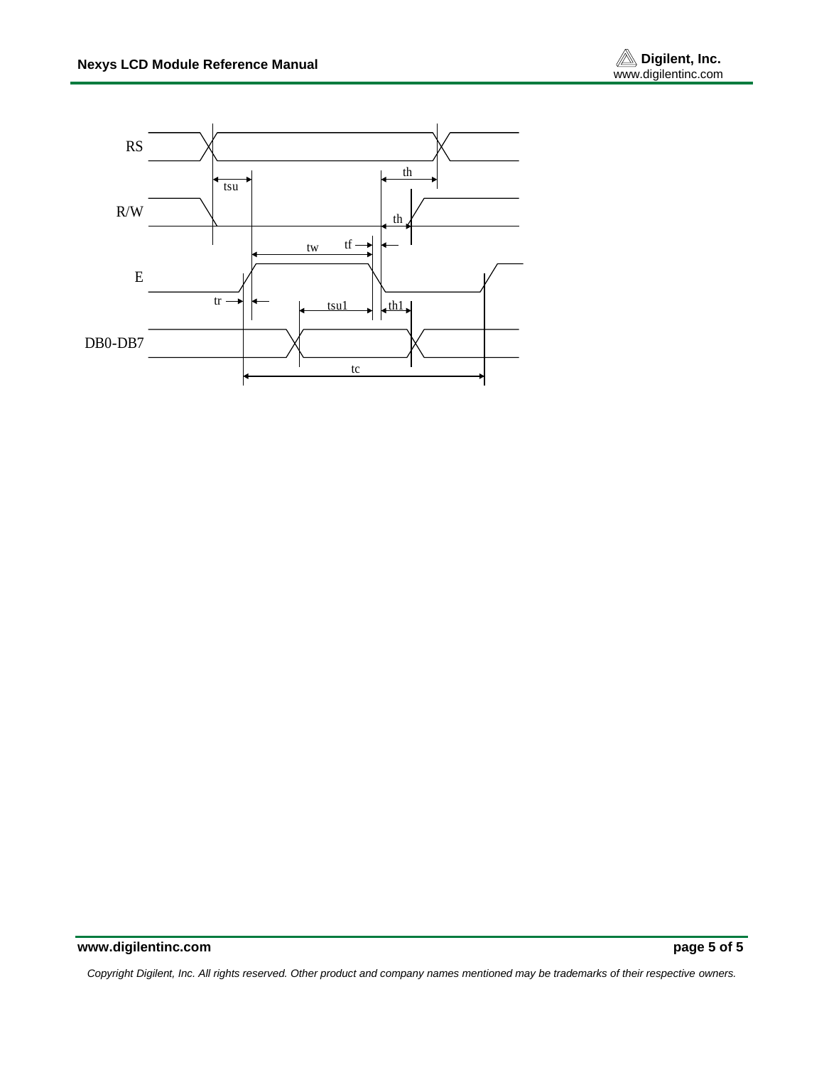RS

R/W

E

DB0-DB7

tsu

th

th

tw

tf

tr

tsu1

th1

tc